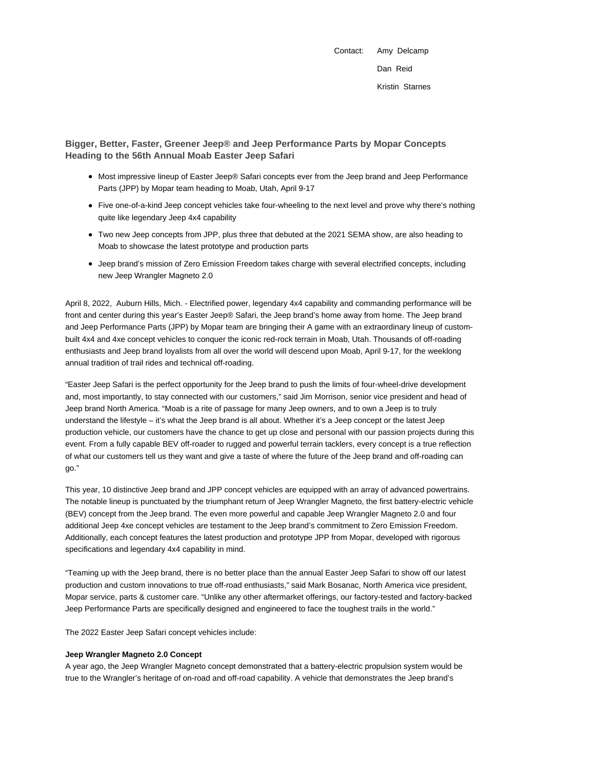Contact: Amy Delcamp
Dan Reid
Kristin Starnes

## Bigger, Better, Faster, Greener Jeep® and Jeep Performance Parts by Mopar Concepts Heading to the 56th Annual Moab Easter Jeep Safari

- Most impressive lineup of Easter Jeep® Safari concepts ever from the Jeep brand and Jeep Performance Parts (JPP) by Mopar team heading to Moab, Utah, April 9-17
- Five one-of-a-kind Jeep concept vehicles take four-wheeling to the next level and prove why there's nothing quite like legendary Jeep 4x4 capability
- Two new Jeep concepts from JPP, plus three that debuted at the 2021 SEMA show, are also heading to Moab to showcase the latest prototype and production parts
- Jeep brand's mission of Zero Emission Freedom takes charge with several electrified concepts, including new Jeep Wrangler Magneto 2.0

April 8, 2022, Auburn Hills, Mich. - Electrified power, legendary 4x4 capability and commanding performance will be front and center during this year's Easter Jeep® Safari, the Jeep brand's home away from home. The Jeep brand and Jeep Performance Parts (JPP) by Mopar team are bringing their A game with an extraordinary lineup of custom-built 4x4 and 4xe concept vehicles to conquer the iconic red-rock terrain in Moab, Utah. Thousands of off-roading enthusiasts and Jeep brand loyalists from all over the world will descend upon Moab, April 9-17, for the weeklong annual tradition of trail rides and technical off-roading.

"Easter Jeep Safari is the perfect opportunity for the Jeep brand to push the limits of four-wheel-drive development and, most importantly, to stay connected with our customers," said Jim Morrison, senior vice president and head of Jeep brand North America. "Moab is a rite of passage for many Jeep owners, and to own a Jeep is to truly understand the lifestyle – it's what the Jeep brand is all about. Whether it's a Jeep concept or the latest Jeep production vehicle, our customers have the chance to get up close and personal with our passion projects during this event. From a fully capable BEV off-roader to rugged and powerful terrain tacklers, every concept is a true reflection of what our customers tell us they want and give a taste of where the future of the Jeep brand and off-roading can go."

This year, 10 distinctive Jeep brand and JPP concept vehicles are equipped with an array of advanced powertrains. The notable lineup is punctuated by the triumphant return of Jeep Wrangler Magneto, the first battery-electric vehicle (BEV) concept from the Jeep brand. The even more powerful and capable Jeep Wrangler Magneto 2.0 and four additional Jeep 4xe concept vehicles are testament to the Jeep brand's commitment to Zero Emission Freedom. Additionally, each concept features the latest production and prototype JPP from Mopar, developed with rigorous specifications and legendary 4x4 capability in mind.

"Teaming up with the Jeep brand, there is no better place than the annual Easter Jeep Safari to show off our latest production and custom innovations to true off-road enthusiasts," said Mark Bosanac, North America vice president, Mopar service, parts & customer care. "Unlike any other aftermarket offerings, our factory-tested and factory-backed Jeep Performance Parts are specifically designed and engineered to face the toughest trails in the world."

The 2022 Easter Jeep Safari concept vehicles include:

**Jeep Wrangler Magneto 2.0 Concept**
A year ago, the Jeep Wrangler Magneto concept demonstrated that a battery-electric propulsion system would be true to the Wrangler's heritage of on-road and off-road capability. A vehicle that demonstrates the Jeep brand's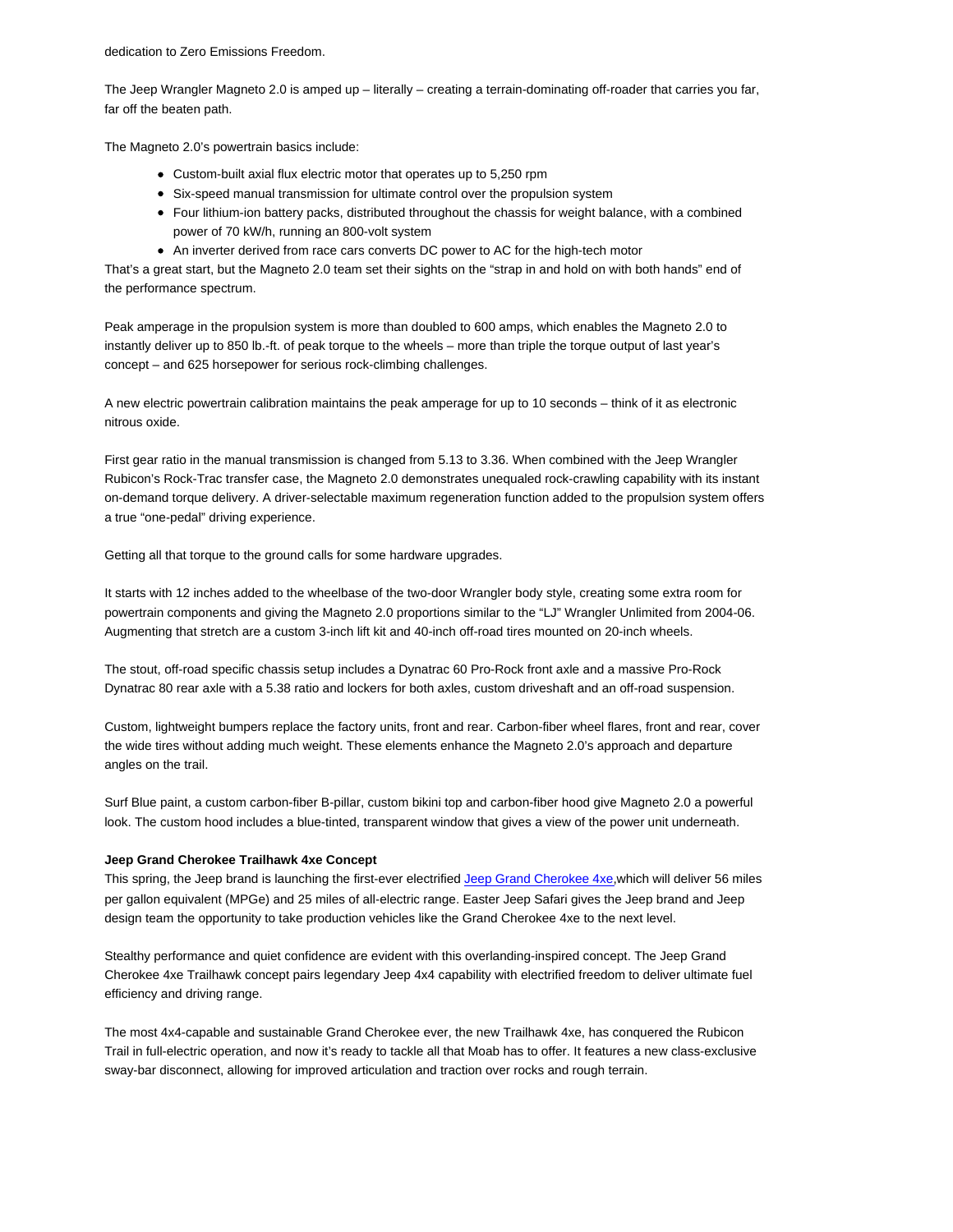dedication to Zero Emissions Freedom.

The Jeep Wrangler Magneto 2.0 is amped up – literally – creating a terrain-dominating off-roader that carries you far, far off the beaten path.

The Magneto 2.0's powertrain basics include:

- Custom-built axial flux electric motor that operates up to 5,250 rpm
- Six-speed manual transmission for ultimate control over the propulsion system
- Four lithium-ion battery packs, distributed throughout the chassis for weight balance, with a combined power of 70 kW/h, running an 800-volt system
- An inverter derived from race cars converts DC power to AC for the high-tech motor

That's a great start, but the Magneto 2.0 team set their sights on the "strap in and hold on with both hands" end of the performance spectrum.

Peak amperage in the propulsion system is more than doubled to 600 amps, which enables the Magneto 2.0 to instantly deliver up to 850 lb.-ft. of peak torque to the wheels – more than triple the torque output of last year's concept – and 625 horsepower for serious rock-climbing challenges.

A new electric powertrain calibration maintains the peak amperage for up to 10 seconds – think of it as electronic nitrous oxide.

First gear ratio in the manual transmission is changed from 5.13 to 3.36. When combined with the Jeep Wrangler Rubicon's Rock-Trac transfer case, the Magneto 2.0 demonstrates unequaled rock-crawling capability with its instant on-demand torque delivery. A driver-selectable maximum regeneration function added to the propulsion system offers a true "one-pedal" driving experience.

Getting all that torque to the ground calls for some hardware upgrades.

It starts with 12 inches added to the wheelbase of the two-door Wrangler body style, creating some extra room for powertrain components and giving the Magneto 2.0 proportions similar to the "LJ" Wrangler Unlimited from 2004-06. Augmenting that stretch are a custom 3-inch lift kit and 40-inch off-road tires mounted on 20-inch wheels.

The stout, off-road specific chassis setup includes a Dynatrac 60 Pro-Rock front axle and a massive Pro-Rock Dynatrac 80 rear axle with a 5.38 ratio and lockers for both axles, custom driveshaft and an off-road suspension.

Custom, lightweight bumpers replace the factory units, front and rear. Carbon-fiber wheel flares, front and rear, cover the wide tires without adding much weight. These elements enhance the Magneto 2.0's approach and departure angles on the trail.

Surf Blue paint, a custom carbon-fiber B-pillar, custom bikini top and carbon-fiber hood give Magneto 2.0 a powerful look. The custom hood includes a blue-tinted, transparent window that gives a view of the power unit underneath.

**Jeep Grand Cherokee Trailhawk 4xe Concept**

This spring, the Jeep brand is launching the first-ever electrified Jeep Grand Cherokee 4xe,which will deliver 56 miles per gallon equivalent (MPGe) and 25 miles of all-electric range. Easter Jeep Safari gives the Jeep brand and Jeep design team the opportunity to take production vehicles like the Grand Cherokee 4xe to the next level.

Stealthy performance and quiet confidence are evident with this overlanding-inspired concept. The Jeep Grand Cherokee 4xe Trailhawk concept pairs legendary Jeep 4x4 capability with electrified freedom to deliver ultimate fuel efficiency and driving range.

The most 4x4-capable and sustainable Grand Cherokee ever, the new Trailhawk 4xe, has conquered the Rubicon Trail in full-electric operation, and now it's ready to tackle all that Moab has to offer. It features a new class-exclusive sway-bar disconnect, allowing for improved articulation and traction over rocks and rough terrain.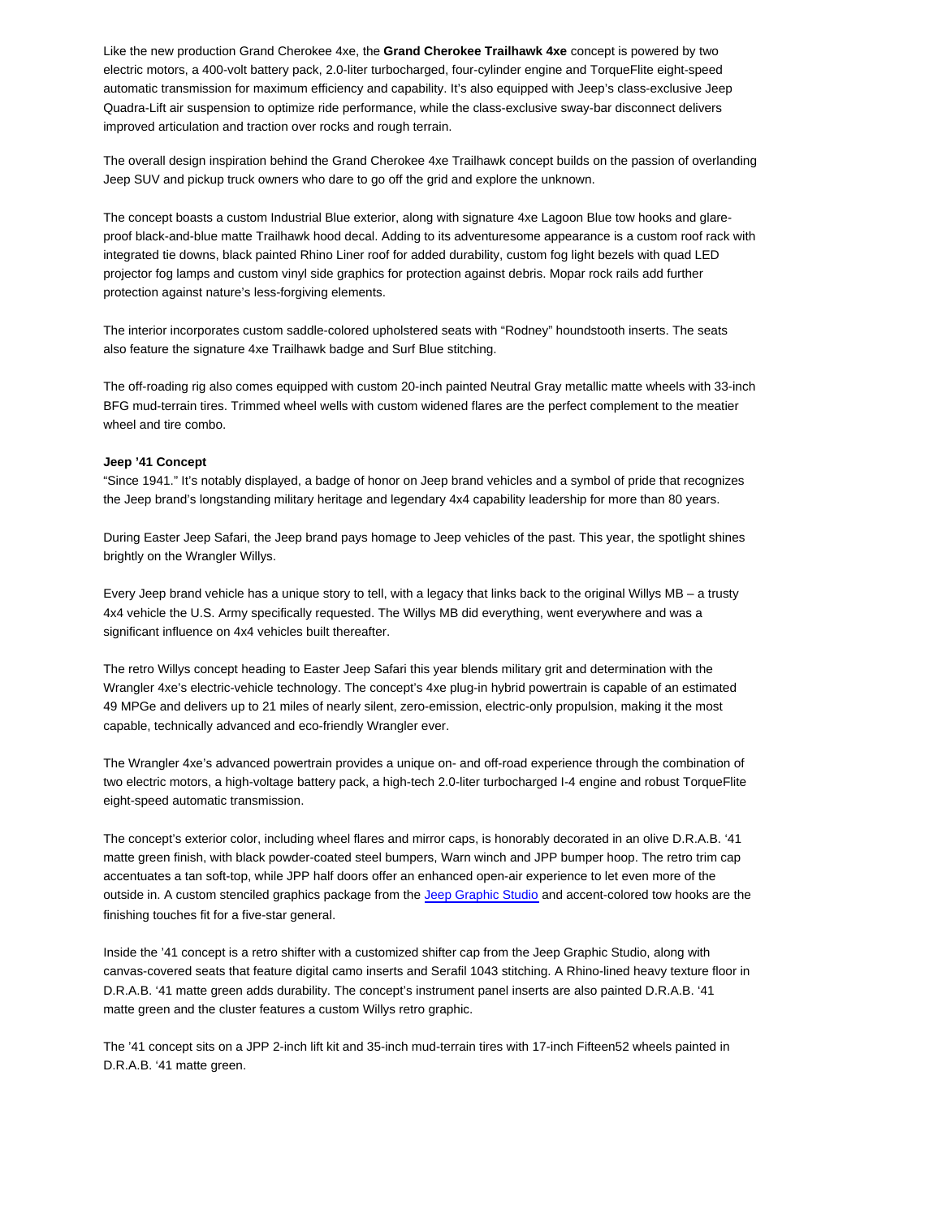Like the new production Grand Cherokee 4xe, the **Grand Cherokee Trailhawk 4xe** concept is powered by two electric motors, a 400-volt battery pack, 2.0-liter turbocharged, four-cylinder engine and TorqueFlite eight-speed automatic transmission for maximum efficiency and capability. It's also equipped with Jeep's class-exclusive Jeep Quadra-Lift air suspension to optimize ride performance, while the class-exclusive sway-bar disconnect delivers improved articulation and traction over rocks and rough terrain.

The overall design inspiration behind the Grand Cherokee 4xe Trailhawk concept builds on the passion of overlanding Jeep SUV and pickup truck owners who dare to go off the grid and explore the unknown.

The concept boasts a custom Industrial Blue exterior, along with signature 4xe Lagoon Blue tow hooks and glare-proof black-and-blue matte Trailhawk hood decal. Adding to its adventuresome appearance is a custom roof rack with integrated tie downs, black painted Rhino Liner roof for added durability, custom fog light bezels with quad LED projector fog lamps and custom vinyl side graphics for protection against debris. Mopar rock rails add further protection against nature's less-forgiving elements.

The interior incorporates custom saddle-colored upholstered seats with "Rodney" houndstooth inserts. The seats also feature the signature 4xe Trailhawk badge and Surf Blue stitching.

The off-roading rig also comes equipped with custom 20-inch painted Neutral Gray metallic matte wheels with 33-inch BFG mud-terrain tires. Trimmed wheel wells with custom widened flares are the perfect complement to the meatier wheel and tire combo.

**Jeep '41 Concept**

"Since 1941." It's notably displayed, a badge of honor on Jeep brand vehicles and a symbol of pride that recognizes the Jeep brand's longstanding military heritage and legendary 4x4 capability leadership for more than 80 years.

During Easter Jeep Safari, the Jeep brand pays homage to Jeep vehicles of the past. This year, the spotlight shines brightly on the Wrangler Willys.

Every Jeep brand vehicle has a unique story to tell, with a legacy that links back to the original Willys MB – a trusty 4x4 vehicle the U.S. Army specifically requested. The Willys MB did everything, went everywhere and was a significant influence on 4x4 vehicles built thereafter.

The retro Willys concept heading to Easter Jeep Safari this year blends military grit and determination with the Wrangler 4xe's electric-vehicle technology. The concept's 4xe plug-in hybrid powertrain is capable of an estimated 49 MPGe and delivers up to 21 miles of nearly silent, zero-emission, electric-only propulsion, making it the most capable, technically advanced and eco-friendly Wrangler ever.

The Wrangler 4xe's advanced powertrain provides a unique on- and off-road experience through the combination of two electric motors, a high-voltage battery pack, a high-tech 2.0-liter turbocharged I-4 engine and robust TorqueFlite eight-speed automatic transmission.

The concept's exterior color, including wheel flares and mirror caps, is honorably decorated in an olive D.R.A.B. '41 matte green finish, with black powder-coated steel bumpers, Warn winch and JPP bumper hoop. The retro trim cap accentuates a tan soft-top, while JPP half doors offer an enhanced open-air experience to let even more of the outside in. A custom stenciled graphics package from the Jeep Graphic Studio and accent-colored tow hooks are the finishing touches fit for a five-star general.

Inside the '41 concept is a retro shifter with a customized shifter cap from the Jeep Graphic Studio, along with canvas-covered seats that feature digital camo inserts and Serafil 1043 stitching. A Rhino-lined heavy texture floor in D.R.A.B. '41 matte green adds durability. The concept's instrument panel inserts are also painted D.R.A.B. '41 matte green and the cluster features a custom Willys retro graphic.

The '41 concept sits on a JPP 2-inch lift kit and 35-inch mud-terrain tires with 17-inch Fifteen52 wheels painted in D.R.A.B. '41 matte green.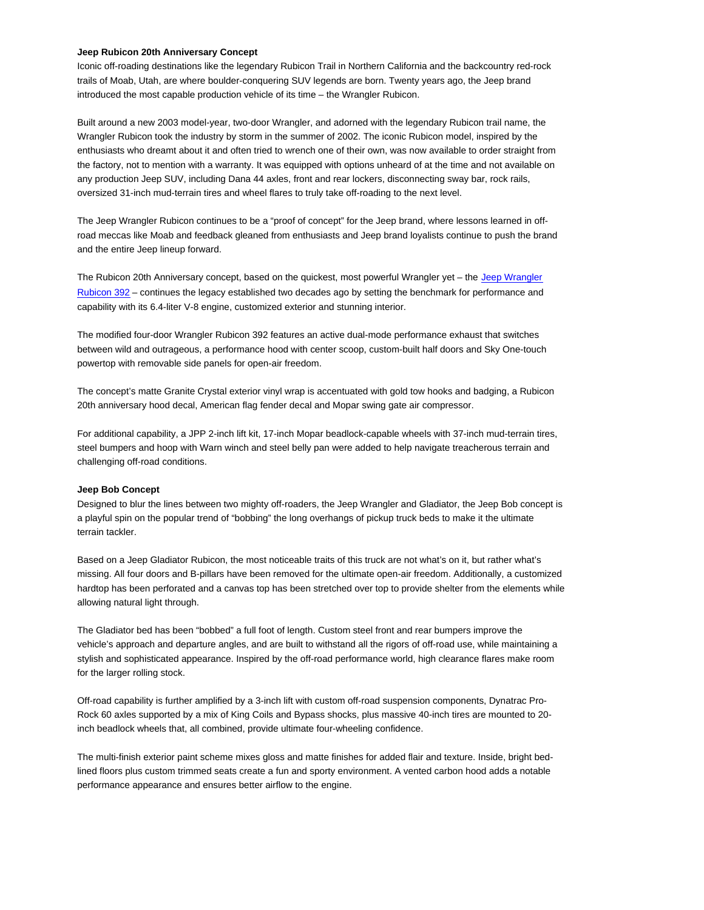**Jeep Rubicon 20th Anniversary Concept**

Iconic off-roading destinations like the legendary Rubicon Trail in Northern California and the backcountry red-rock trails of Moab, Utah, are where boulder-conquering SUV legends are born. Twenty years ago, the Jeep brand introduced the most capable production vehicle of its time – the Wrangler Rubicon.

Built around a new 2003 model-year, two-door Wrangler, and adorned with the legendary Rubicon trail name, the Wrangler Rubicon took the industry by storm in the summer of 2002. The iconic Rubicon model, inspired by the enthusiasts who dreamt about it and often tried to wrench one of their own, was now available to order straight from the factory, not to mention with a warranty. It was equipped with options unheard of at the time and not available on any production Jeep SUV, including Dana 44 axles, front and rear lockers, disconnecting sway bar, rock rails, oversized 31-inch mud-terrain tires and wheel flares to truly take off-roading to the next level.

The Jeep Wrangler Rubicon continues to be a "proof of concept" for the Jeep brand, where lessons learned in off-road meccas like Moab and feedback gleaned from enthusiasts and Jeep brand loyalists continue to push the brand and the entire Jeep lineup forward.

The Rubicon 20th Anniversary concept, based on the quickest, most powerful Wrangler yet – the Jeep Wrangler Rubicon 392 – continues the legacy established two decades ago by setting the benchmark for performance and capability with its 6.4-liter V-8 engine, customized exterior and stunning interior.

The modified four-door Wrangler Rubicon 392 features an active dual-mode performance exhaust that switches between wild and outrageous, a performance hood with center scoop, custom-built half doors and Sky One-touch powertop with removable side panels for open-air freedom.

The concept's matte Granite Crystal exterior vinyl wrap is accentuated with gold tow hooks and badging, a Rubicon 20th anniversary hood decal, American flag fender decal and Mopar swing gate air compressor.

For additional capability, a JPP 2-inch lift kit, 17-inch Mopar beadlock-capable wheels with 37-inch mud-terrain tires, steel bumpers and hoop with Warn winch and steel belly pan were added to help navigate treacherous terrain and challenging off-road conditions.

**Jeep Bob Concept**

Designed to blur the lines between two mighty off-roaders, the Jeep Wrangler and Gladiator, the Jeep Bob concept is a playful spin on the popular trend of "bobbing" the long overhangs of pickup truck beds to make it the ultimate terrain tackler.

Based on a Jeep Gladiator Rubicon, the most noticeable traits of this truck are not what's on it, but rather what's missing. All four doors and B-pillars have been removed for the ultimate open-air freedom. Additionally, a customized hardtop has been perforated and a canvas top has been stretched over top to provide shelter from the elements while allowing natural light through.

The Gladiator bed has been "bobbed" a full foot of length. Custom steel front and rear bumpers improve the vehicle's approach and departure angles, and are built to withstand all the rigors of off-road use, while maintaining a stylish and sophisticated appearance. Inspired by the off-road performance world, high clearance flares make room for the larger rolling stock.

Off-road capability is further amplified by a 3-inch lift with custom off-road suspension components, Dynatrac Pro-Rock 60 axles supported by a mix of King Coils and Bypass shocks, plus massive 40-inch tires are mounted to 20-inch beadlock wheels that, all combined, provide ultimate four-wheeling confidence.

The multi-finish exterior paint scheme mixes gloss and matte finishes for added flair and texture. Inside, bright bed-lined floors plus custom trimmed seats create a fun and sporty environment. A vented carbon hood adds a notable performance appearance and ensures better airflow to the engine.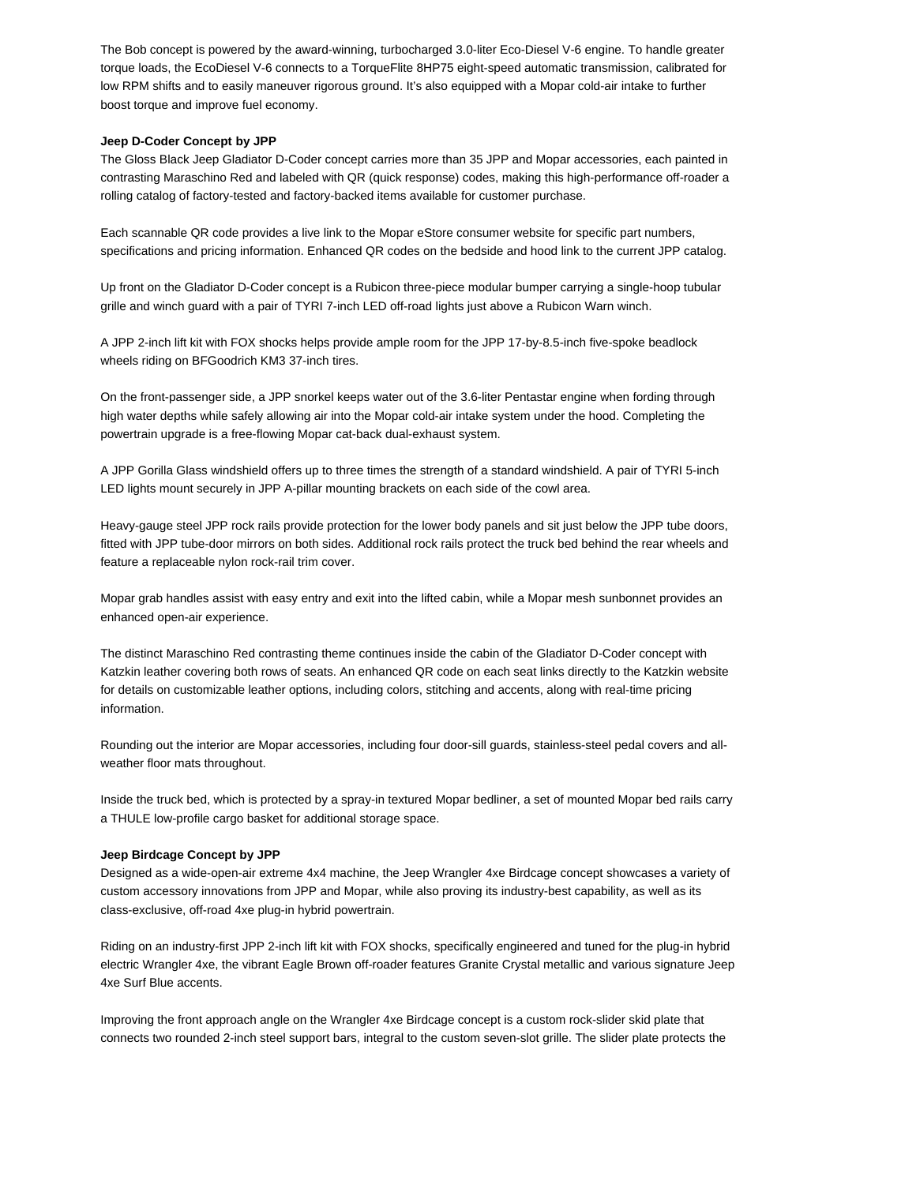The Bob concept is powered by the award-winning, turbocharged 3.0-liter Eco-Diesel V-6 engine. To handle greater torque loads, the EcoDiesel V-6 connects to a TorqueFlite 8HP75 eight-speed automatic transmission, calibrated for low RPM shifts and to easily maneuver rigorous ground. It's also equipped with a Mopar cold-air intake to further boost torque and improve fuel economy.

**Jeep D-Coder Concept by JPP**

The Gloss Black Jeep Gladiator D-Coder concept carries more than 35 JPP and Mopar accessories, each painted in contrasting Maraschino Red and labeled with QR (quick response) codes, making this high-performance off-roader a rolling catalog of factory-tested and factory-backed items available for customer purchase.

Each scannable QR code provides a live link to the Mopar eStore consumer website for specific part numbers, specifications and pricing information. Enhanced QR codes on the bedside and hood link to the current JPP catalog.

Up front on the Gladiator D-Coder concept is a Rubicon three-piece modular bumper carrying a single-hoop tubular grille and winch guard with a pair of TYRI 7-inch LED off-road lights just above a Rubicon Warn winch.

A JPP 2-inch lift kit with FOX shocks helps provide ample room for the JPP 17-by-8.5-inch five-spoke beadlock wheels riding on BFGoodrich KM3 37-inch tires.

On the front-passenger side, a JPP snorkel keeps water out of the 3.6-liter Pentastar engine when fording through high water depths while safely allowing air into the Mopar cold-air intake system under the hood. Completing the powertrain upgrade is a free-flowing Mopar cat-back dual-exhaust system.

A JPP Gorilla Glass windshield offers up to three times the strength of a standard windshield. A pair of TYRI 5-inch LED lights mount securely in JPP A-pillar mounting brackets on each side of the cowl area.

Heavy-gauge steel JPP rock rails provide protection for the lower body panels and sit just below the JPP tube doors, fitted with JPP tube-door mirrors on both sides. Additional rock rails protect the truck bed behind the rear wheels and feature a replaceable nylon rock-rail trim cover.

Mopar grab handles assist with easy entry and exit into the lifted cabin, while a Mopar mesh sunbonnet provides an enhanced open-air experience.

The distinct Maraschino Red contrasting theme continues inside the cabin of the Gladiator D-Coder concept with Katzkin leather covering both rows of seats. An enhanced QR code on each seat links directly to the Katzkin website for details on customizable leather options, including colors, stitching and accents, along with real-time pricing information.

Rounding out the interior are Mopar accessories, including four door-sill guards, stainless-steel pedal covers and all-weather floor mats throughout.

Inside the truck bed, which is protected by a spray-in textured Mopar bedliner, a set of mounted Mopar bed rails carry a THULE low-profile cargo basket for additional storage space.

**Jeep Birdcage Concept by JPP**

Designed as a wide-open-air extreme 4x4 machine, the Jeep Wrangler 4xe Birdcage concept showcases a variety of custom accessory innovations from JPP and Mopar, while also proving its industry-best capability, as well as its class-exclusive, off-road 4xe plug-in hybrid powertrain.

Riding on an industry-first JPP 2-inch lift kit with FOX shocks, specifically engineered and tuned for the plug-in hybrid electric Wrangler 4xe, the vibrant Eagle Brown off-roader features Granite Crystal metallic and various signature Jeep 4xe Surf Blue accents.

Improving the front approach angle on the Wrangler 4xe Birdcage concept is a custom rock-slider skid plate that connects two rounded 2-inch steel support bars, integral to the custom seven-slot grille. The slider plate protects the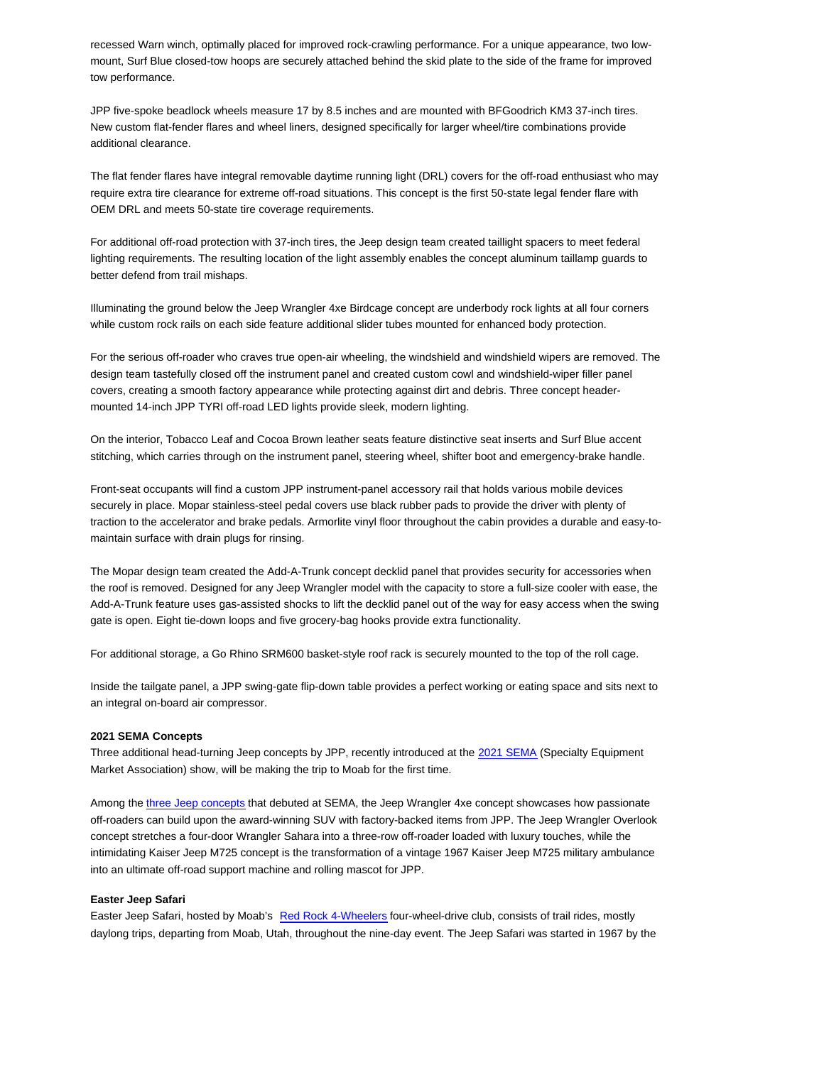recessed Warn winch, optimally placed for improved rock-crawling performance. For a unique appearance, two low-mount, Surf Blue closed-tow hoops are securely attached behind the skid plate to the side of the frame for improved tow performance.

JPP five-spoke beadlock wheels measure 17 by 8.5 inches and are mounted with BFGoodrich KM3 37-inch tires. New custom flat-fender flares and wheel liners, designed specifically for larger wheel/tire combinations provide additional clearance.

The flat fender flares have integral removable daytime running light (DRL) covers for the off-road enthusiast who may require extra tire clearance for extreme off-road situations. This concept is the first 50-state legal fender flare with OEM DRL and meets 50-state tire coverage requirements.

For additional off-road protection with 37-inch tires, the Jeep design team created taillight spacers to meet federal lighting requirements. The resulting location of the light assembly enables the concept aluminum taillamp guards to better defend from trail mishaps.

Illuminating the ground below the Jeep Wrangler 4xe Birdcage concept are underbody rock lights at all four corners while custom rock rails on each side feature additional slider tubes mounted for enhanced body protection.

For the serious off-roader who craves true open-air wheeling, the windshield and windshield wipers are removed. The design team tastefully closed off the instrument panel and created custom cowl and windshield-wiper filler panel covers, creating a smooth factory appearance while protecting against dirt and debris. Three concept header-mounted 14-inch JPP TYRI off-road LED lights provide sleek, modern lighting.

On the interior, Tobacco Leaf and Cocoa Brown leather seats feature distinctive seat inserts and Surf Blue accent stitching, which carries through on the instrument panel, steering wheel, shifter boot and emergency-brake handle.

Front-seat occupants will find a custom JPP instrument-panel accessory rail that holds various mobile devices securely in place. Mopar stainless-steel pedal covers use black rubber pads to provide the driver with plenty of traction to the accelerator and brake pedals. Armorlite vinyl floor throughout the cabin provides a durable and easy-to-maintain surface with drain plugs for rinsing.

The Mopar design team created the Add-A-Trunk concept decklid panel that provides security for accessories when the roof is removed. Designed for any Jeep Wrangler model with the capacity to store a full-size cooler with ease, the Add-A-Trunk feature uses gas-assisted shocks to lift the decklid panel out of the way for easy access when the swing gate is open. Eight tie-down loops and five grocery-bag hooks provide extra functionality.

For additional storage, a Go Rhino SRM600 basket-style roof rack is securely mounted to the top of the roll cage.

Inside the tailgate panel, a JPP swing-gate flip-down table provides a perfect working or eating space and sits next to an integral on-board air compressor.

**2021 SEMA Concepts**

Three additional head-turning Jeep concepts by JPP, recently introduced at the 2021 SEMA (Specialty Equipment Market Association) show, will be making the trip to Moab for the first time.

Among the three Jeep concepts that debuted at SEMA, the Jeep Wrangler 4xe concept showcases how passionate off-roaders can build upon the award-winning SUV with factory-backed items from JPP. The Jeep Wrangler Overlook concept stretches a four-door Wrangler Sahara into a three-row off-roader loaded with luxury touches, while the intimidating Kaiser Jeep M725 concept is the transformation of a vintage 1967 Kaiser Jeep M725 military ambulance into an ultimate off-road support machine and rolling mascot for JPP.

**Easter Jeep Safari**

Easter Jeep Safari, hosted by Moab's Red Rock 4-Wheelers four-wheel-drive club, consists of trail rides, mostly daylong trips, departing from Moab, Utah, throughout the nine-day event. The Jeep Safari was started in 1967 by the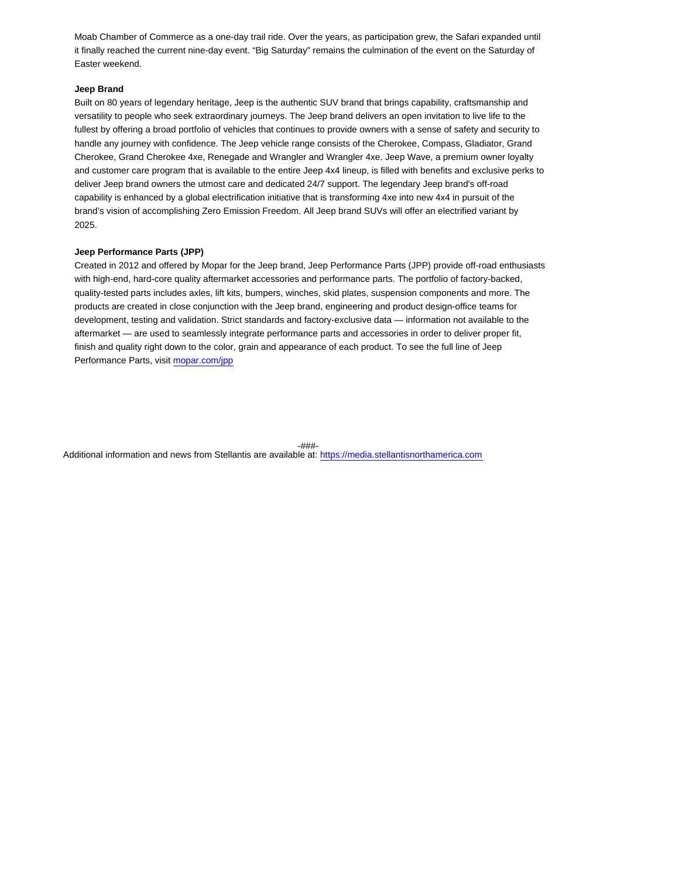Moab Chamber of Commerce as a one-day trail ride. Over the years, as participation grew, the Safari expanded until it finally reached the current nine-day event. “Big Saturday” remains the culmination of the event on the Saturday of Easter weekend.

**Jeep Brand**

Built on 80 years of legendary heritage, Jeep is the authentic SUV brand that brings capability, craftsmanship and versatility to people who seek extraordinary journeys. The Jeep brand delivers an open invitation to live life to the fullest by offering a broad portfolio of vehicles that continues to provide owners with a sense of safety and security to handle any journey with confidence. The Jeep vehicle range consists of the Cherokee, Compass, Gladiator, Grand Cherokee, Grand Cherokee 4xe, Renegade and Wrangler and Wrangler 4xe. Jeep Wave, a premium owner loyalty and customer care program that is available to the entire Jeep 4x4 lineup, is filled with benefits and exclusive perks to deliver Jeep brand owners the utmost care and dedicated 24/7 support. The legendary Jeep brand's off-road capability is enhanced by a global electrification initiative that is transforming 4xe into new 4x4 in pursuit of the brand’s vision of accomplishing Zero Emission Freedom. All Jeep brand SUVs will offer an electrified variant by 2025.

**Jeep Performance Parts (JPP)**

Created in 2012 and offered by Mopar for the Jeep brand, Jeep Performance Parts (JPP) provide off-road enthusiasts with high-end, hard-core quality aftermarket accessories and performance parts. The portfolio of factory-backed, quality-tested parts includes axles, lift kits, bumpers, winches, skid plates, suspension components and more. The products are created in close conjunction with the Jeep brand, engineering and product design-office teams for development, testing and validation. Strict standards and factory-exclusive data — information not available to the aftermarket — are used to seamlessly integrate performance parts and accessories in order to deliver proper fit, finish and quality right down to the color, grain and appearance of each product. To see the full line of Jeep Performance Parts, visit [mopar.com/jpp](mopar.com/jpp)

-###-

Additional information and news from Stellantis are available at: [https://media.stellantisnorthamerica.com](https://media.stellantisnorthamerica.com)